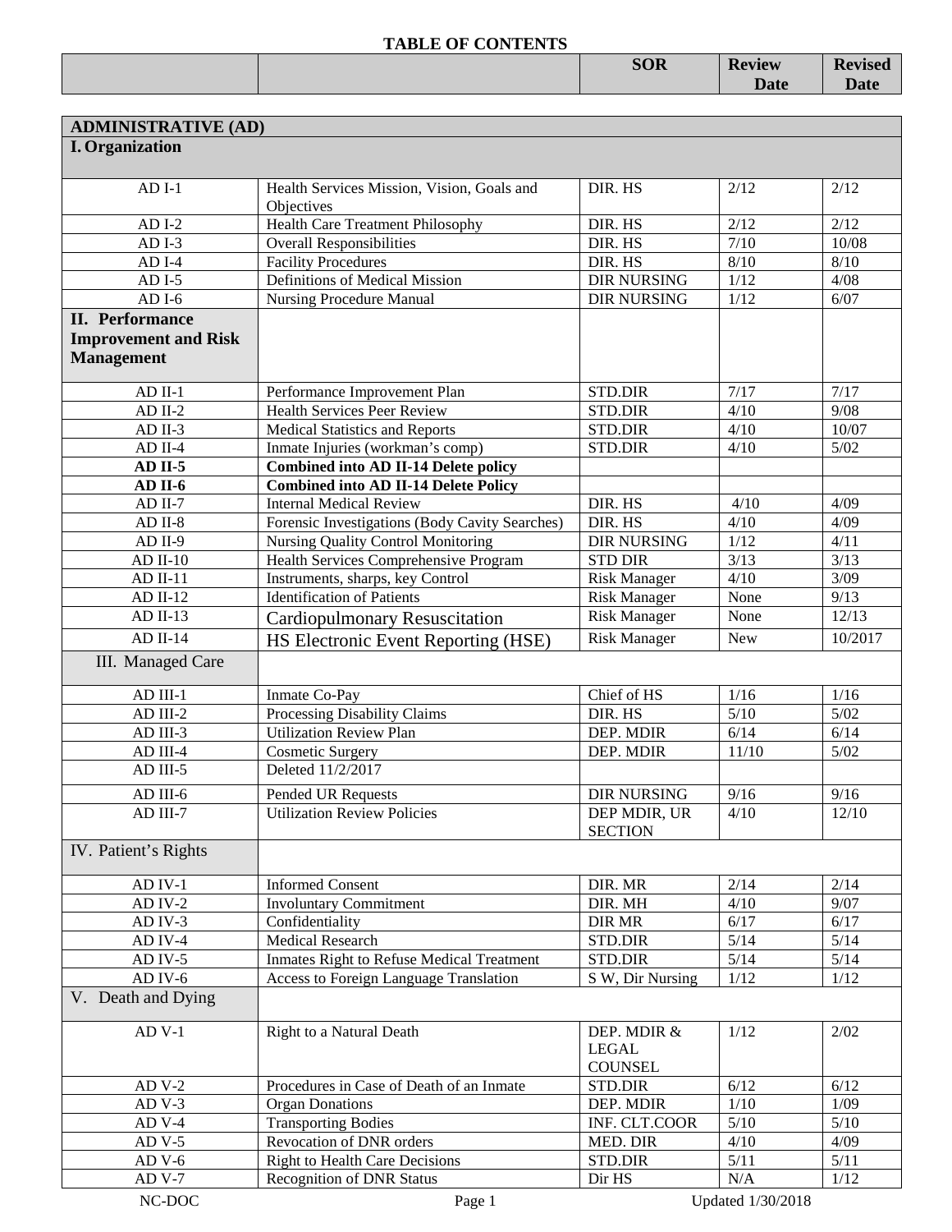# TABLE OF CONTENTS

| | | SOR | Review Date | Revised Date |
|---|---|---|---|---|
| **ADMINISTRATIVE (AD)** | | | | |
| **I. Organization** | | | | |
| AD I-1 | Health Services Mission, Vision, Goals and Objectives | DIR. HS | 2/12 | 2/12 |
| AD I-2 | Health Care Treatment Philosophy | DIR. HS | 2/12 | 2/12 |
| AD I-3 | Overall Responsibilities | DIR. HS | 7/10 | 10/08 |
| AD I-4 | Facility Procedures | DIR. HS | 8/10 | 8/10 |
| AD I-5 | Definitions of Medical Mission | DIR NURSING | 1/12 | 4/08 |
| AD I-6 | Nursing Procedure Manual | DIR NURSING | 1/12 | 6/07 |
| **II. Performance Improvement and Risk Management** | | | | |
| AD II-1 | Performance Improvement Plan | STD.DIR | 7/17 | 7/17 |
| AD II-2 | Health Services Peer Review | STD.DIR | 4/10 | 9/08 |
| AD II-3 | Medical Statistics and Reports | STD.DIR | 4/10 | 10/07 |
| AD II-4 | Inmate Injuries (workman's comp) | STD.DIR | 4/10 | 5/02 |
| **AD II-5** | **Combined into AD II-14 Delete policy** | | | |
| **AD II-6** | **Combined into AD II-14 Delete Policy** | | | |
| AD II-7 | Internal Medical Review | DIR. HS | 4/10 | 4/09 |
| AD II-8 | Forensic Investigations (Body Cavity Searches) | DIR. HS | 4/10 | 4/09 |
| AD II-9 | Nursing Quality Control Monitoring | DIR NURSING | 1/12 | 4/11 |
| AD II-10 | Health Services Comprehensive Program | STD DIR | 3/13 | 3/13 |
| AD II-11 | Instruments, sharps, key Control | Risk Manager | 4/10 | 3/09 |
| AD II-12 | Identification of Patients | Risk Manager | None | 9/13 |
| AD II-13 | Cardiopulmonary Resuscitation | Risk Manager | None | 12/13 |
| AD II-14 | HS Electronic Event Reporting (HSE) | Risk Manager | New | 10/2017 |
| III. Managed Care | | | | |
| AD III-1 | Inmate Co-Pay | Chief of HS | 1/16 | 1/16 |
| AD III-2 | Processing Disability Claims | DIR. HS | 5/10 | 5/02 |
| AD III-3 | Utilization Review Plan | DEP. MDIR | 6/14 | 6/14 |
| AD III-4 | Cosmetic Surgery | DEP. MDIR | 11/10 | 5/02 |
| AD III-5 | Deleted 11/2/2017 | | | |
| AD III-6 | Pended UR Requests | DIR NURSING | 9/16 | 9/16 |
| AD III-7 | Utilization Review Policies | DEP MDIR, UR SECTION | 4/10 | 12/10 |
| IV. Patient's Rights | | | | |
| AD IV-1 | Informed Consent | DIR. MR | 2/14 | 2/14 |
| AD IV-2 | Involuntary Commitment | DIR. MH | 4/10 | 9/07 |
| AD IV-3 | Confidentiality | DIR MR | 6/17 | 6/17 |
| AD IV-4 | Medical Research | STD.DIR | 5/14 | 5/14 |
| AD IV-5 | Inmates Right to Refuse Medical Treatment | STD.DIR | 5/14 | 5/14 |
| AD IV-6 | Access to Foreign Language Translation | S W, Dir Nursing | 1/12 | 1/12 |
| V. Death and Dying | | | | |
| AD V-1 | Right to a Natural Death | DEP. MDIR & LEGAL COUNSEL | 1/12 | 2/02 |
| AD V-2 | Procedures in Case of Death of an Inmate | STD.DIR | 6/12 | 6/12 |
| AD V-3 | Organ Donations | DEP. MDIR | 1/10 | 1/09 |
| AD V-4 | Transporting Bodies | INF. CLT.COOR | 5/10 | 5/10 |
| AD V-5 | Revocation of DNR orders | MED. DIR | 4/10 | 4/09 |
| AD V-6 | Right to Health Care Decisions | STD.DIR | 5/11 | 5/11 |
| AD V-7 | Recognition of DNR Status | Dir HS | N/A | 1/12 |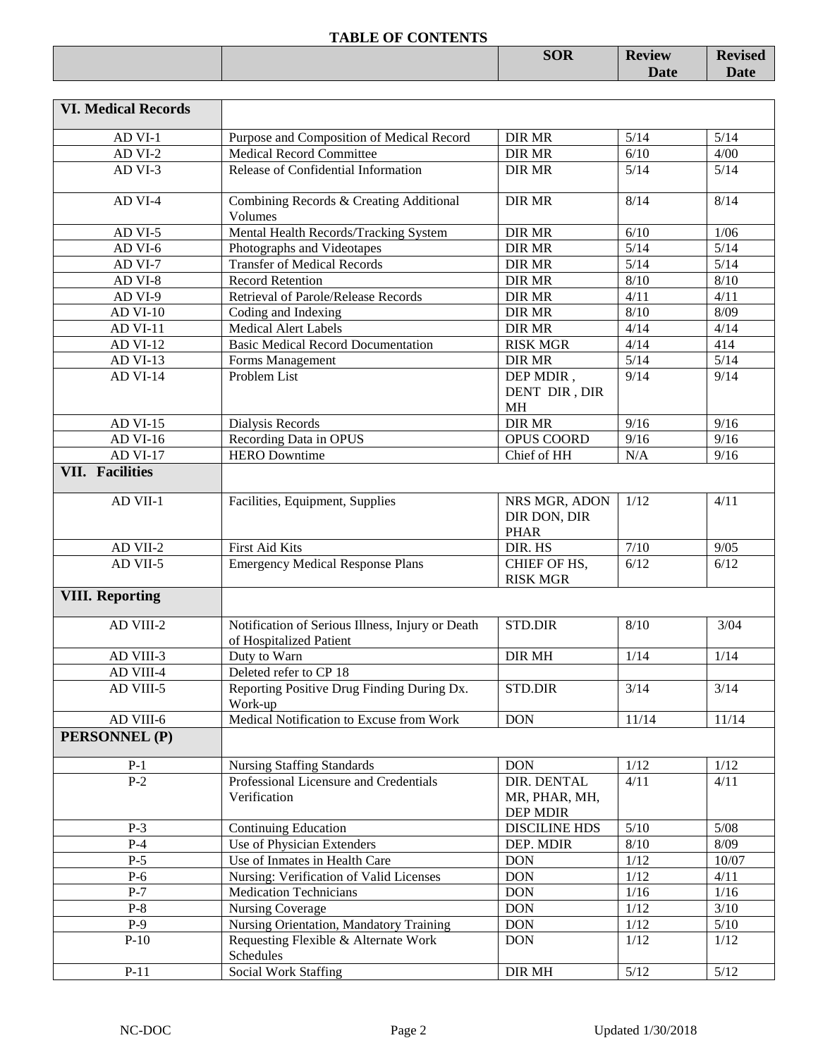## TABLE OF CONTENTS

| | | SOR | Review Date | Revised Date |
|---|---|---|---|---|
| **VI. Medical Records** | | | | |
| AD VI-1 | Purpose and Composition of Medical Record | DIR MR | 5/14 | 5/14 |
| AD VI-2 | Medical Record Committee | DIR MR | 6/10 | 4/00 |
| AD VI-3 | Release of Confidential Information | DIR MR | 5/14 | 5/14 |
| AD VI-4 | Combining Records & Creating Additional Volumes | DIR MR | 8/14 | 8/14 |
| AD VI-5 | Mental Health Records/Tracking System | DIR MR | 6/10 | 1/06 |
| AD VI-6 | Photographs and Videotapes | DIR MR | 5/14 | 5/14 |
| AD VI-7 | Transfer of Medical Records | DIR MR | 5/14 | 5/14 |
| AD VI-8 | Record Retention | DIR MR | 8/10 | 8/10 |
| AD VI-9 | Retrieval of Parole/Release Records | DIR MR | 4/11 | 4/11 |
| AD VI-10 | Coding and Indexing | DIR MR | 8/10 | 8/09 |
| AD VI-11 | Medical Alert Labels | DIR MR | 4/14 | 4/14 |
| AD VI-12 | Basic Medical Record Documentation | RISK MGR | 4/14 | 414 |
| AD VI-13 | Forms Management | DIR MR | 5/14 | 5/14 |
| AD VI-14 | Problem List | DEP MDIR , DENT DIR , DIR MH | 9/14 | 9/14 |
| AD VI-15 | Dialysis Records | DIR MR | 9/16 | 9/16 |
| AD VI-16 | Recording Data in OPUS | OPUS COORD | 9/16 | 9/16 |
| AD VI-17 | HERO Downtime | Chief of HH | N/A | 9/16 |
| **VII. Facilities** | | | | |
| AD VII-1 | Facilities, Equipment, Supplies | NRS MGR, ADON DIR DON, DIR PHAR | 1/12 | 4/11 |
| AD VII-2 | First Aid Kits | DIR. HS | 7/10 | 9/05 |
| AD VII-5 | Emergency Medical Response Plans | CHIEF OF HS, RISK MGR | 6/12 | 6/12 |
| **VIII. Reporting** | | | | |
| AD VIII-2 | Notification of Serious Illness, Injury or Death of Hospitalized Patient | STD.DIR | 8/10 | 3/04 |
| AD VIII-3 | Duty to Warn | DIR MH | 1/14 | 1/14 |
| AD VIII-4 | Deleted refer to CP 18 | | | |
| AD VIII-5 | Reporting Positive Drug Finding During Dx. Work-up | STD.DIR | 3/14 | 3/14 |
| AD VIII-6 | Medical Notification to Excuse from Work | DON | 11/14 | 11/14 |
| **PERSONNEL (P)** | | | | |
| P-1 | Nursing Staffing Standards | DON | 1/12 | 1/12 |
| P-2 | Professional Licensure and Credentials Verification | DIR. DENTAL MR, PHAR, MH, DEP MDIR | 4/11 | 4/11 |
| P-3 | Continuing Education | DISCILINE HDS | 5/10 | 5/08 |
| P-4 | Use of Physician Extenders | DEP. MDIR | 8/10 | 8/09 |
| P-5 | Use of Inmates in Health Care | DON | 1/12 | 10/07 |
| P-6 | Nursing: Verification of Valid Licenses | DON | 1/12 | 4/11 |
| P-7 | Medication Technicians | DON | 1/16 | 1/16 |
| P-8 | Nursing Coverage | DON | 1/12 | 3/10 |
| P-9 | Nursing Orientation, Mandatory Training | DON | 1/12 | 5/10 |
| P-10 | Requesting Flexible & Alternate Work Schedules | DON | 1/12 | 1/12 |
| P-11 | Social Work Staffing | DIR MH | 5/12 | 5/12 |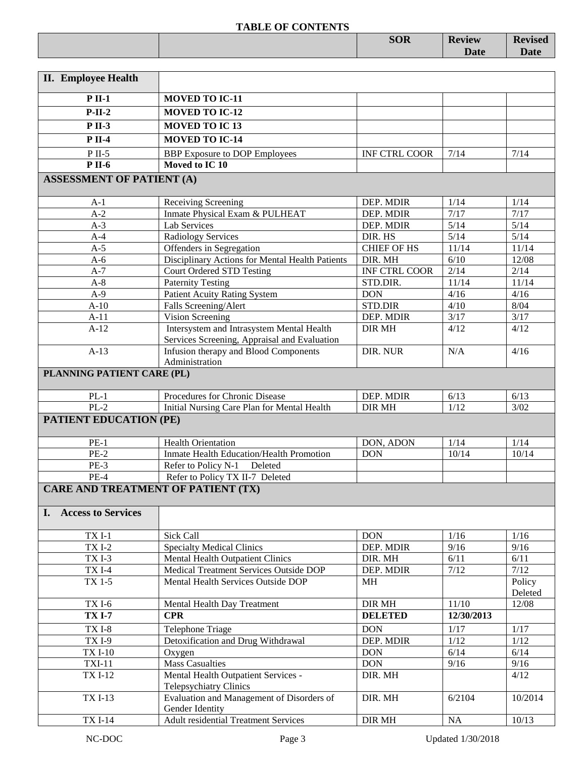**TABLE OF CONTENTS**

| | | SOR | Review Date | Revised Date |
|---|---|---|---|---|
| **II. Employee Health** | | | | |
| **P II-1** | **MOVED TO IC-11** | | | |
| **P-II-2** | **MOVED TO IC-12** | | | |
| **P II-3** | **MOVED TO IC 13** | | | |
| **P II-4** | **MOVED TO IC-14** | | | |
| P II-5 | BBP Exposure to DOP Employees | INF CTRL COOR | 7/14 | 7/14 |
| **P II-6** | **Moved to IC 10** | | | |
| **ASSESSMENT OF PATIENT (A)** | | | | |
| A-1 | Receiving Screening | DEP. MDIR | 1/14 | 1/14 |
| A-2 | Inmate Physical Exam & PULHEAT | DEP. MDIR | 7/17 | 7/17 |
| A-3 | Lab Services | DEP. MDIR | 5/14 | 5/14 |
| A-4 | Radiology Services | DIR. HS | 5/14 | 5/14 |
| A-5 | Offenders in Segregation | CHIEF OF HS | 11/14 | 11/14 |
| A-6 | Disciplinary Actions for Mental Health Patients | DIR. MH | 6/10 | 12/08 |
| A-7 | Court Ordered STD Testing | INF CTRL COOR | 2/14 | 2/14 |
| A-8 | Paternity Testing | STD.DIR. | 11/14 | 11/14 |
| A-9 | Patient Acuity Rating System | DON | 4/16 | 4/16 |
| A-10 | Falls Screening/Alert | STD.DIR | 4/10 | 8/04 |
| A-11 | Vision Screening | DEP. MDIR | 3/17 | 3/17 |
| A-12 | Intersystem and Intrasystem Mental Health Services Screening, Appraisal and Evaluation | DIR MH | 4/12 | 4/12 |
| A-13 | Infusion therapy and Blood Components Administration | DIR. NUR | N/A | 4/16 |
| **PLANNING PATIENT CARE (PL)** | | | | |
| PL-1 | Procedures for Chronic Disease | DEP. MDIR | 6/13 | 6/13 |
| PL-2 | Initial Nursing Care Plan for Mental Health | DIR MH | 1/12 | 3/02 |
| **PATIENT EDUCATION (PE)** | | | | |
| PE-1 | Health Orientation | DON, ADON | 1/14 | 1/14 |
| PE-2 | Inmate Health Education/Health Promotion | DON | 10/14 | 10/14 |
| PE-3 | Refer to Policy N-1 Deleted | | | |
| PE-4 | Refer to Policy TX II-7 Deleted | | | |
| **CARE AND TREATMENT OF PATIENT (TX)** | | | | |
| **I. Access to Services** | | | | |
| TX I-1 | Sick Call | DON | 1/16 | 1/16 |
| TX I-2 | Specialty Medical Clinics | DEP. MDIR | 9/16 | 9/16 |
| TX I-3 | Mental Health Outpatient Clinics | DIR. MH | 6/11 | 6/11 |
| TX I-4 | Medical Treatment Services Outside DOP | DEP. MDIR | 7/12 | 7/12 |
| TX 1-5 | Mental Health Services Outside DOP | MH | | Policy Deleted |
| TX I-6 | Mental Health Day Treatment | DIR MH | 11/10 | 12/08 |
| **TX I-7** | **CPR** | **DELETED** | **12/30/2013** | |
| TX I-8 | Telephone Triage | DON | 1/17 | 1/17 |
| TX I-9 | Detoxification and Drug Withdrawal | DEP. MDIR | 1/12 | 1/12 |
| TX I-10 | Oxygen | DON | 6/14 | 6/14 |
| TXI-11 | Mass Casualties | DON | 9/16 | 9/16 |
| TX I-12 | Mental Health Outpatient Services - Telepsychiatry Clinics | DIR. MH | | 4/12 |
| TX I-13 | Evaluation and Management of Disorders of Gender Identity | DIR. MH | 6/2104 | 10/2014 |
| TX I-14 | Adult residential Treatment Services | DIR MH | NA | 10/13 |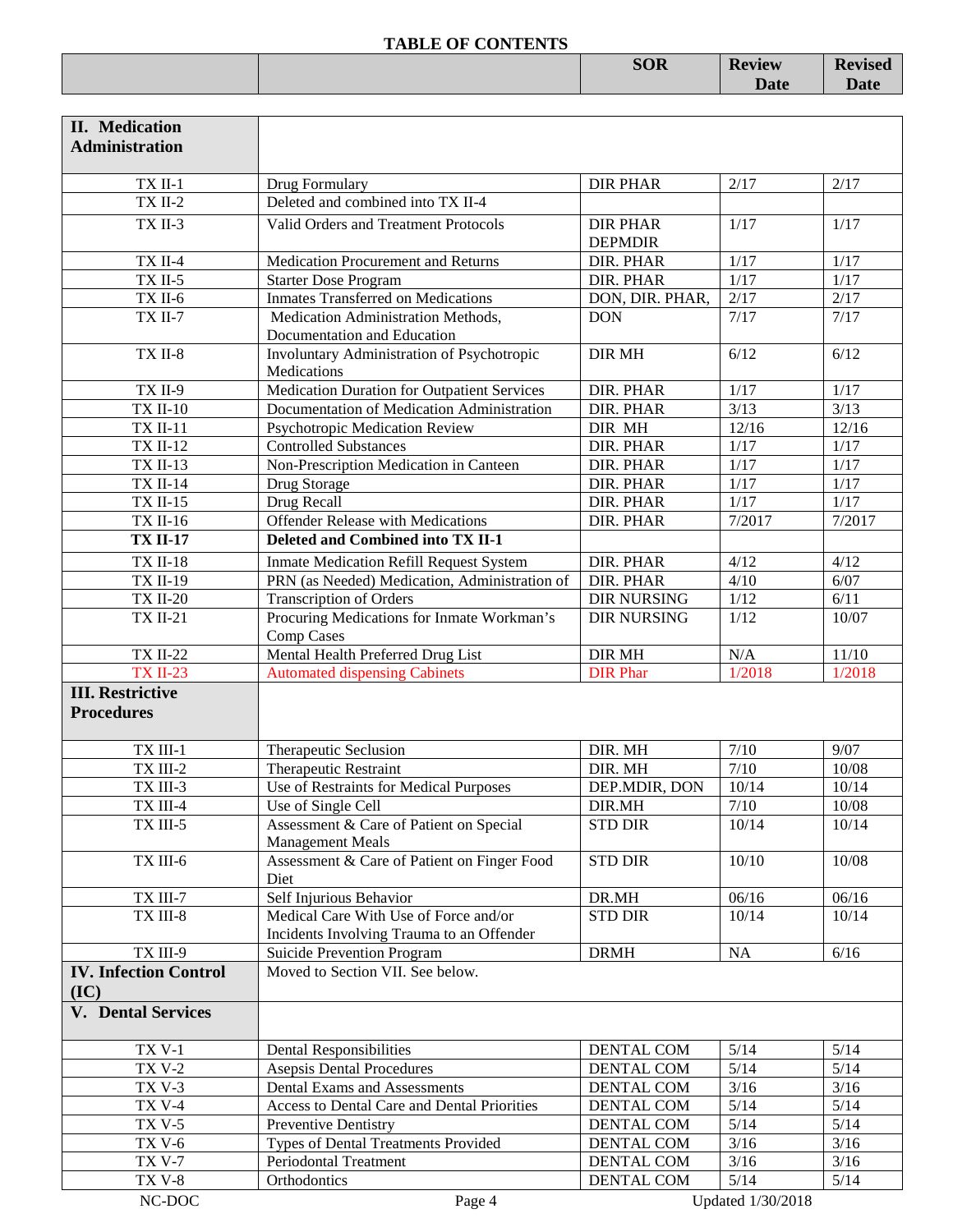**TABLE OF CONTENTS**

| | | SOR | Review Date | Revised Date |
|---|---|---|---|---|
| **II. Medication Administration** | | | | |
| TX II-1 | Drug Formulary | DIR PHAR | 2/17 | 2/17 |
| TX II-2 | Deleted and combined into TX II-4 | | | |
| TX II-3 | Valid Orders and Treatment Protocols | DIR PHAR DEPMDIR | 1/17 | 1/17 |
| TX II-4 | Medication Procurement and Returns | DIR. PHAR | 1/17 | 1/17 |
| TX II-5 | Starter Dose Program | DIR. PHAR | 1/17 | 1/17 |
| TX II-6 | Inmates Transferred on Medications | DON, DIR. PHAR, | 2/17 | 2/17 |
| TX II-7 | Medication Administration Methods, Documentation and Education | DON | 7/17 | 7/17 |
| TX II-8 | Involuntary Administration of Psychotropic Medications | DIR MH | 6/12 | 6/12 |
| TX II-9 | Medication Duration for Outpatient Services | DIR. PHAR | 1/17 | 1/17 |
| TX II-10 | Documentation of Medication Administration | DIR. PHAR | 3/13 | 3/13 |
| TX II-11 | Psychotropic Medication Review | DIR MH | 12/16 | 12/16 |
| TX II-12 | Controlled Substances | DIR. PHAR | 1/17 | 1/17 |
| TX II-13 | Non-Prescription Medication in Canteen | DIR. PHAR | 1/17 | 1/17 |
| TX II-14 | Drug Storage | DIR. PHAR | 1/17 | 1/17 |
| TX II-15 | Drug Recall | DIR. PHAR | 1/17 | 1/17 |
| TX II-16 | Offender Release with Medications | DIR. PHAR | 7/2017 | 7/2017 |
| **TX II-17** | **Deleted and Combined into TX II-1** | | | |
| TX II-18 | Inmate Medication Refill Request System | DIR. PHAR | 4/12 | 4/12 |
| TX II-19 | PRN (as Needed) Medication, Administration of | DIR. PHAR | 4/10 | 6/07 |
| TX II-20 | Transcription of Orders | DIR NURSING | 1/12 | 6/11 |
| TX II-21 | Procuring Medications for Inmate Workman's Comp Cases | DIR NURSING | 1/12 | 10/07 |
| TX II-22 | Mental Health Preferred Drug List | DIR MH | N/A | 11/10 |
| TX II-23 | Automated dispensing Cabinets | DIR Phar | 1/2018 | 1/2018 |
| **III. Restrictive Procedures** | | | | |
| TX III-1 | Therapeutic Seclusion | DIR. MH | 7/10 | 9/07 |
| TX III-2 | Therapeutic Restraint | DIR. MH | 7/10 | 10/08 |
| TX III-3 | Use of Restraints for Medical Purposes | DEP.MDIR, DON | 10/14 | 10/14 |
| TX III-4 | Use of Single Cell | DIR.MH | 7/10 | 10/08 |
| TX III-5 | Assessment & Care of Patient on Special Management Meals | STD DIR | 10/14 | 10/14 |
| TX III-6 | Assessment & Care of Patient on Finger Food Diet | STD DIR | 10/10 | 10/08 |
| TX III-7 | Self Injurious Behavior | DR.MH | 06/16 | 06/16 |
| TX III-8 | Medical Care With Use of Force and/or Incidents Involving Trauma to an Offender | STD DIR | 10/14 | 10/14 |
| TX III-9 | Suicide Prevention Program | DRMH | NA | 6/16 |
| **IV. Infection Control (IC)** | Moved to Section VII. See below. | | | |
| **V. Dental Services** | | | | |
| TX V-1 | Dental Responsibilities | DENTAL COM | 5/14 | 5/14 |
| TX V-2 | Asepsis Dental Procedures | DENTAL COM | 5/14 | 5/14 |
| TX V-3 | Dental Exams and Assessments | DENTAL COM | 3/16 | 3/16 |
| TX V-4 | Access to Dental Care and Dental Priorities | DENTAL COM | 5/14 | 5/14 |
| TX V-5 | Preventive Dentistry | DENTAL COM | 5/14 | 5/14 |
| TX V-6 | Types of Dental Treatments Provided | DENTAL COM | 3/16 | 3/16 |
| TX V-7 | Periodontal Treatment | DENTAL COM | 3/16 | 3/16 |
| TX V-8 | Orthodontics | DENTAL COM | 5/14 | 5/14 |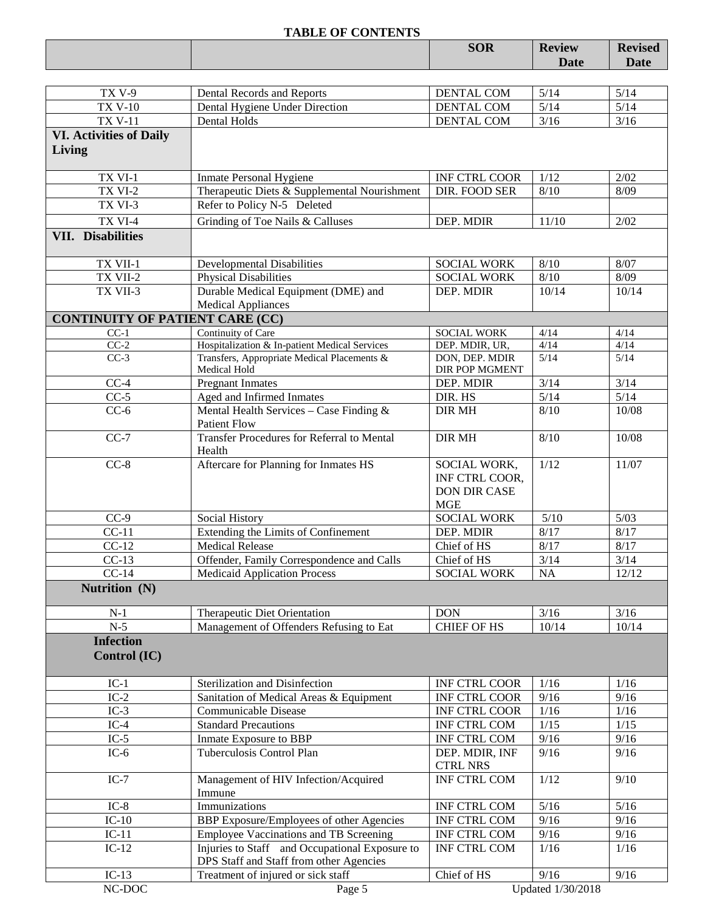## TABLE OF CONTENTS

| | | SOR | Review Date | Revised Date |
|---|---|---|---|---|
| TX V-9 | Dental Records and Reports | DENTAL COM | 5/14 | 5/14 |
| TX V-10 | Dental Hygiene Under Direction | DENTAL COM | 5/14 | 5/14 |
| TX V-11 | Dental Holds | DENTAL COM | 3/16 | 3/16 |
| **VI. Activities of Daily Living** | | | | |
| TX VI-1 | Inmate Personal Hygiene | INF CTRL COOR | 1/12 | 2/02 |
| TX VI-2 | Therapeutic Diets & Supplemental Nourishment | DIR. FOOD SER | 8/10 | 8/09 |
| TX VI-3 | Refer to Policy N-5 Deleted | | | |
| TX VI-4 | Grinding of Toe Nails & Calluses | DEP. MDIR | 11/10 | 2/02 |
| **VII. Disabilities** | | | | |
| TX VII-1 | Developmental Disabilities | SOCIAL WORK | 8/10 | 8/07 |
| TX VII-2 | Physical Disabilities | SOCIAL WORK | 8/10 | 8/09 |
| TX VII-3 | Durable Medical Equipment (DME) and Medical Appliances | DEP. MDIR | 10/14 | 10/14 |
| **CONTINUITY OF PATIENT CARE (CC)** | | | | |
| CC-1 | Continuity of Care | SOCIAL WORK | 4/14 | 4/14 |
| CC-2 | Hospitalization & In-patient Medical Services | DEP. MDIR, UR, | 4/14 | 4/14 |
| CC-3 | Transfers, Appropriate Medical Placements & Medical Hold | DON, DEP. MDIR DIR POP MGMENT | 5/14 | 5/14 |
| CC-4 | Pregnant Inmates | DEP. MDIR | 3/14 | 3/14 |
| CC-5 | Aged and Infirmed Inmates | DIR. HS | 5/14 | 5/14 |
| CC-6 | Mental Health Services – Case Finding & Patient Flow | DIR MH | 8/10 | 10/08 |
| CC-7 | Transfer Procedures for Referral to Mental Health | DIR MH | 8/10 | 10/08 |
| CC-8 | Aftercare for Planning for Inmates HS | SOCIAL WORK, INF CTRL COOR, DON DIR CASE MGE | 1/12 | 11/07 |
| CC-9 | Social History | SOCIAL WORK | 5/10 | 5/03 |
| CC-11 | Extending the Limits of Confinement | DEP. MDIR | 8/17 | 8/17 |
| CC-12 | Medical Release | Chief of HS | 8/17 | 8/17 |
| CC-13 | Offender, Family Correspondence and Calls | Chief of HS | 3/14 | 3/14 |
| CC-14 | Medicaid Application Process | SOCIAL WORK | NA | 12/12 |
| **Nutrition (N)** | | | | |
| N-1 | Therapeutic Diet Orientation | DON | 3/16 | 3/16 |
| N-5 | Management of Offenders Refusing to Eat | CHIEF OF HS | 10/14 | 10/14 |
| **Infection Control (IC)** | | | | |
| IC-1 | Sterilization and Disinfection | INF CTRL COOR | 1/16 | 1/16 |
| IC-2 | Sanitation of Medical Areas & Equipment | INF CTRL COOR | 9/16 | 9/16 |
| IC-3 | Communicable Disease | INF CTRL COOR | 1/16 | 1/16 |
| IC-4 | Standard Precautions | INF CTRL COM | 1/15 | 1/15 |
| IC-5 | Inmate Exposure to BBP | INF CTRL COM | 9/16 | 9/16 |
| IC-6 | Tuberculosis Control Plan | DEP. MDIR, INF CTRL NRS | 9/16 | 9/16 |
| IC-7 | Management of HIV Infection/Acquired Immune | INF CTRL COM | 1/12 | 9/10 |
| IC-8 | Immunizations | INF CTRL COM | 5/16 | 5/16 |
| IC-10 | BBP Exposure/Employees of other Agencies | INF CTRL COM | 9/16 | 9/16 |
| IC-11 | Employee Vaccinations and TB Screening | INF CTRL COM | 9/16 | 9/16 |
| IC-12 | Injuries to Staff and Occupational Exposure to DPS Staff and Staff from other Agencies | INF CTRL COM | 1/16 | 1/16 |
| IC-13 | Treatment of injured or sick staff | Chief of HS | 9/16 | 9/16 |

NC-DOC Updated 1/30/2018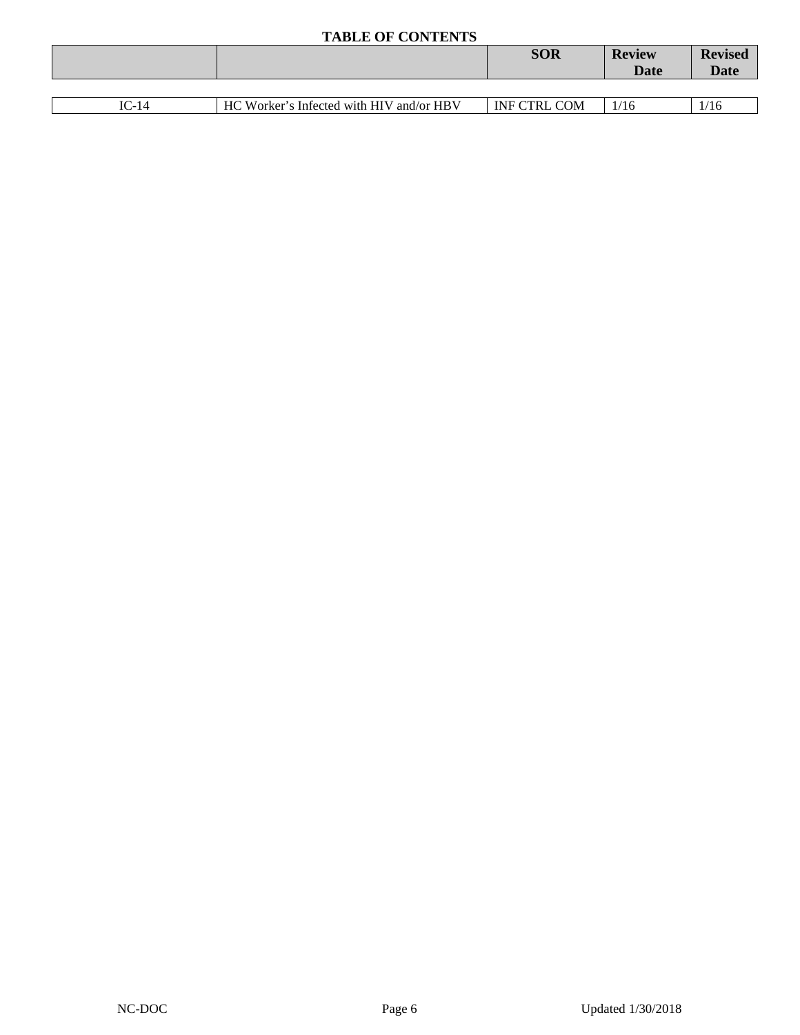## TABLE OF CONTENTS

| | | SOR | Review Date | Revised Date |
|---|---|---|---|---|
| IC-14 | HC Worker's Infected with HIV and/or HBV | INF CTRL COM | 1/16 | 1/16 |